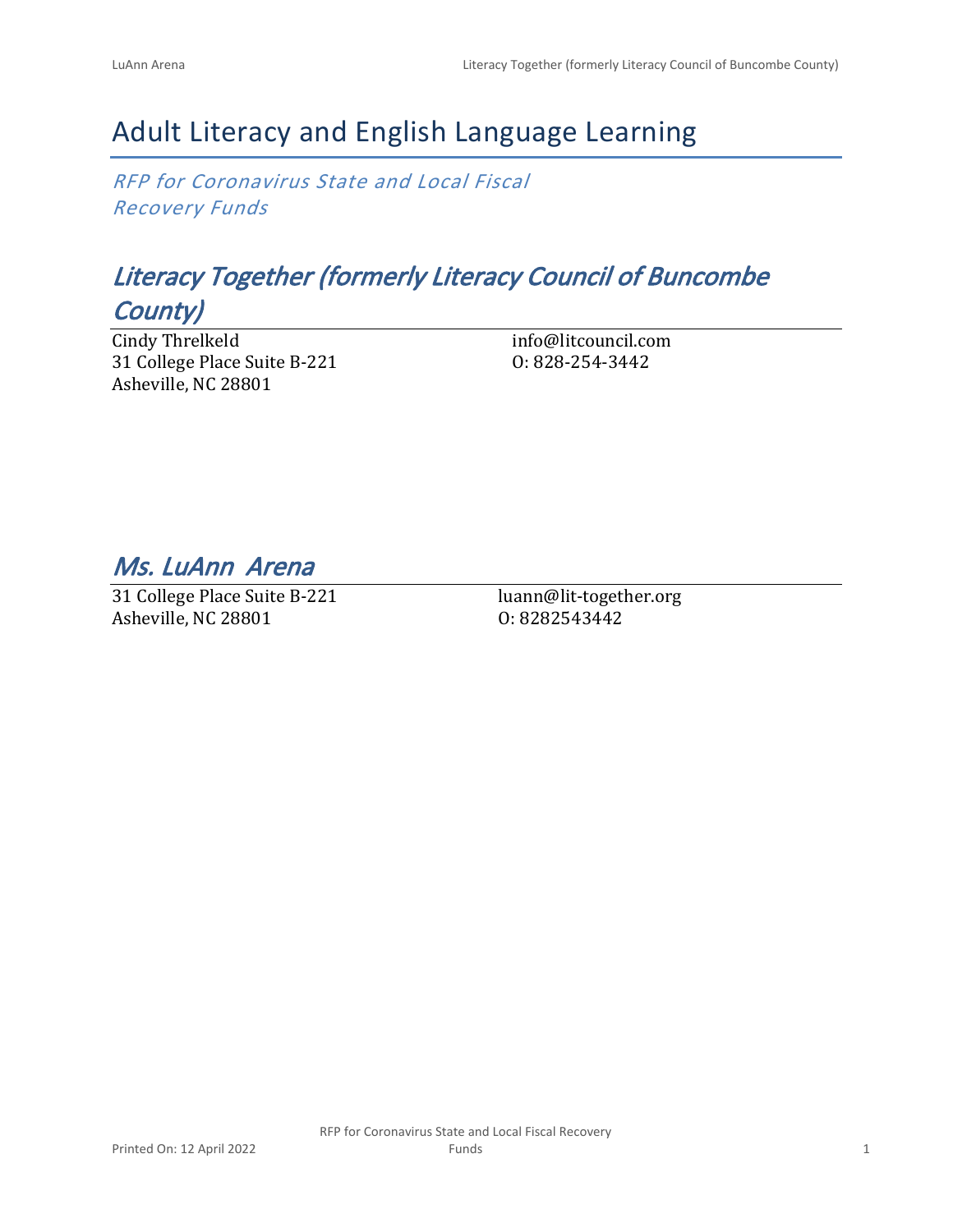# Adult Literacy and English Language Learning

*RFP for Coronavirus State and Local Fiscal Recovery Funds*

## *Literacy Together (formerly Literacy Council of Buncombe County)*

Cindy Threlkeld
31 College Place Suite B-221
Asheville, NC 28801

info@litcouncil.com
O: 828-254-3442

## *Ms. LuAnn Arena*

31 College Place Suite B-221
Asheville, NC 28801

luann@lit-together.org
O: 8282543442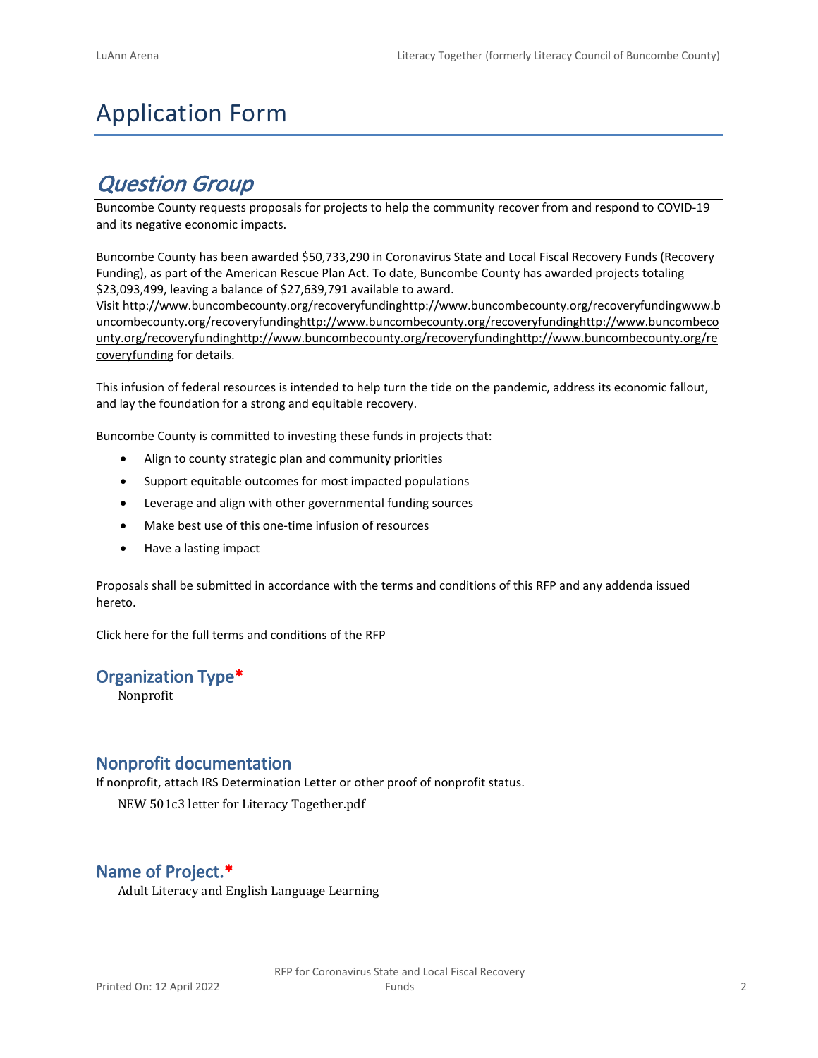# Application Form

## *Question Group*

Buncombe County requests proposals for projects to help the community recover from and respond to COVID-19 and its negative economic impacts.

Buncombe County has been awarded $50,733,290 in Coronavirus State and Local Fiscal Recovery Funds (Recovery Funding), as part of the American Rescue Plan Act. To date, Buncombe County has awarded projects totaling $23,093,499, leaving a balance of $27,639,791 available to award.

Visit http://www.buncombecounty.org/recoveryfundinghttp://www.buncombecounty.org/recoveryfundingwww.buncombecounty.org/recoveryfundinghttp://www.buncombecounty.org/recoveryfundinghttp://www.buncombecounty.org/recoveryfundinghttp://www.buncombecounty.org/recoveryfundinghttp://www.buncombecounty.org/recoveryfunding for details.

This infusion of federal resources is intended to help turn the tide on the pandemic, address its economic fallout, and lay the foundation for a strong and equitable recovery.

Buncombe County is committed to investing these funds in projects that:

- Align to county strategic plan and community priorities
- Support equitable outcomes for most impacted populations
- Leverage and align with other governmental funding sources
- Make best use of this one-time infusion of resources
- Have a lasting impact

Proposals shall be submitted in accordance with the terms and conditions of this RFP and any addenda issued hereto.

Click here for the full terms and conditions of the RFP

### Organization Type*

Nonprofit

### Nonprofit documentation

If nonprofit, attach IRS Determination Letter or other proof of nonprofit status.

NEW 501c3 letter for Literacy Together.pdf

### Name of Project.*

Adult Literacy and English Language Learning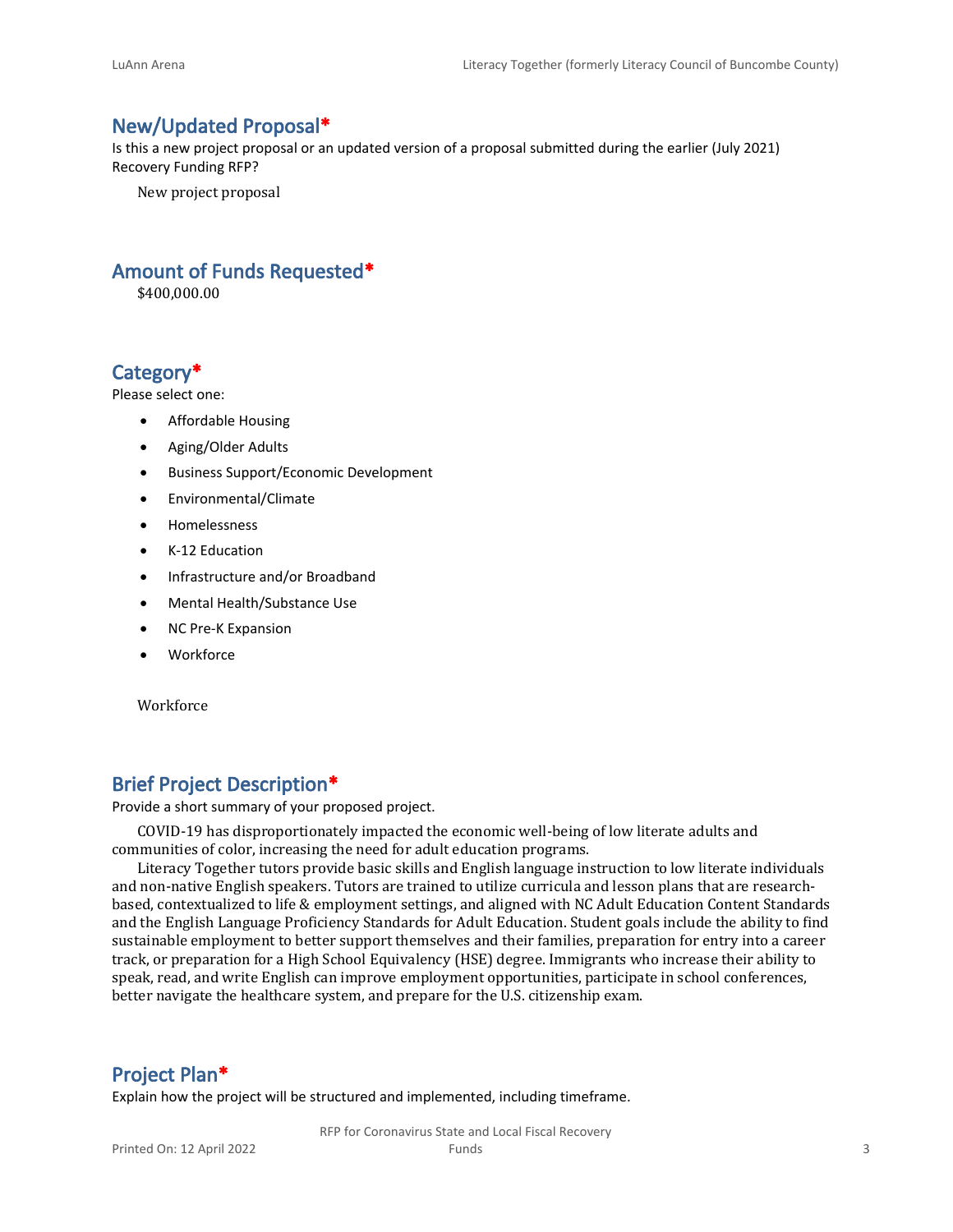## New/Updated Proposal*

Is this a new project proposal or an updated version of a proposal submitted during the earlier (July 2021) Recovery Funding RFP?

New project proposal

## Amount of Funds Requested*

$400,000.00

## Category*

Please select one:

- Affordable Housing
- Aging/Older Adults
- Business Support/Economic Development
- Environmental/Climate
- Homelessness
- K-12 Education
- Infrastructure and/or Broadband
- Mental Health/Substance Use
- NC Pre-K Expansion
- Workforce

Workforce

## Brief Project Description*

Provide a short summary of your proposed project.

COVID-19 has disproportionately impacted the economic well-being of low literate adults and communities of color, increasing the need for adult education programs.

Literacy Together tutors provide basic skills and English language instruction to low literate individuals and non-native English speakers. Tutors are trained to utilize curricula and lesson plans that are research-based, contextualized to life & employment settings, and aligned with NC Adult Education Content Standards and the English Language Proficiency Standards for Adult Education. Student goals include the ability to find sustainable employment to better support themselves and their families, preparation for entry into a career track, or preparation for a High School Equivalency (HSE) degree. Immigrants who increase their ability to speak, read, and write English can improve employment opportunities, participate in school conferences, better navigate the healthcare system, and prepare for the U.S. citizenship exam.

## Project Plan*

Explain how the project will be structured and implemented, including timeframe.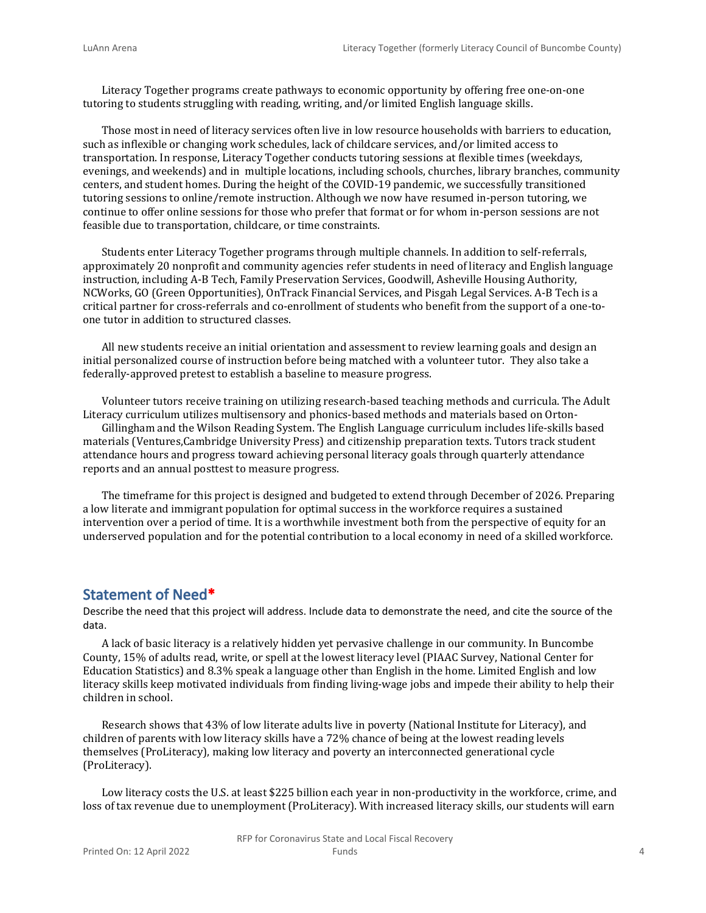Literacy Together programs create pathways to economic opportunity by offering free one-on-one tutoring to students struggling with reading, writing, and/or limited English language skills.

Those most in need of literacy services often live in low resource households with barriers to education, such as inflexible or changing work schedules, lack of childcare services, and/or limited access to transportation. In response, Literacy Together conducts tutoring sessions at flexible times (weekdays, evenings, and weekends) and in multiple locations, including schools, churches, library branches, community centers, and student homes. During the height of the COVID-19 pandemic, we successfully transitioned tutoring sessions to online/remote instruction. Although we now have resumed in-person tutoring, we continue to offer online sessions for those who prefer that format or for whom in-person sessions are not feasible due to transportation, childcare, or time constraints.

Students enter Literacy Together programs through multiple channels. In addition to self-referrals, approximately 20 nonprofit and community agencies refer students in need of literacy and English language instruction, including A-B Tech, Family Preservation Services, Goodwill, Asheville Housing Authority, NCWorks, GO (Green Opportunities), OnTrack Financial Services, and Pisgah Legal Services. A-B Tech is a critical partner for cross-referrals and co-enrollment of students who benefit from the support of a one-to-one tutor in addition to structured classes.

All new students receive an initial orientation and assessment to review learning goals and design an initial personalized course of instruction before being matched with a volunteer tutor. They also take a federally-approved pretest to establish a baseline to measure progress.

Volunteer tutors receive training on utilizing research-based teaching methods and curricula. The Adult Literacy curriculum utilizes multisensory and phonics-based methods and materials based on Orton-Gillingham and the Wilson Reading System. The English Language curriculum includes life-skills based materials (Ventures,Cambridge University Press) and citizenship preparation texts. Tutors track student attendance hours and progress toward achieving personal literacy goals through quarterly attendance reports and an annual posttest to measure progress.

The timeframe for this project is designed and budgeted to extend through December of 2026. Preparing a low literate and immigrant population for optimal success in the workforce requires a sustained intervention over a period of time. It is a worthwhile investment both from the perspective of equity for an underserved population and for the potential contribution to a local economy in need of a skilled workforce.

## Statement of Need*

Describe the need that this project will address. Include data to demonstrate the need, and cite the source of the data.

A lack of basic literacy is a relatively hidden yet pervasive challenge in our community. In Buncombe County, 15% of adults read, write, or spell at the lowest literacy level (PIAAC Survey, National Center for Education Statistics) and 8.3% speak a language other than English in the home. Limited English and low literacy skills keep motivated individuals from finding living-wage jobs and impede their ability to help their children in school.

Research shows that 43% of low literate adults live in poverty (National Institute for Literacy), and children of parents with low literacy skills have a 72% chance of being at the lowest reading levels themselves (ProLiteracy), making low literacy and poverty an interconnected generational cycle (ProLiteracy).

Low literacy costs the U.S. at least $225 billion each year in non-productivity in the workforce, crime, and loss of tax revenue due to unemployment (ProLiteracy). With increased literacy skills, our students will earn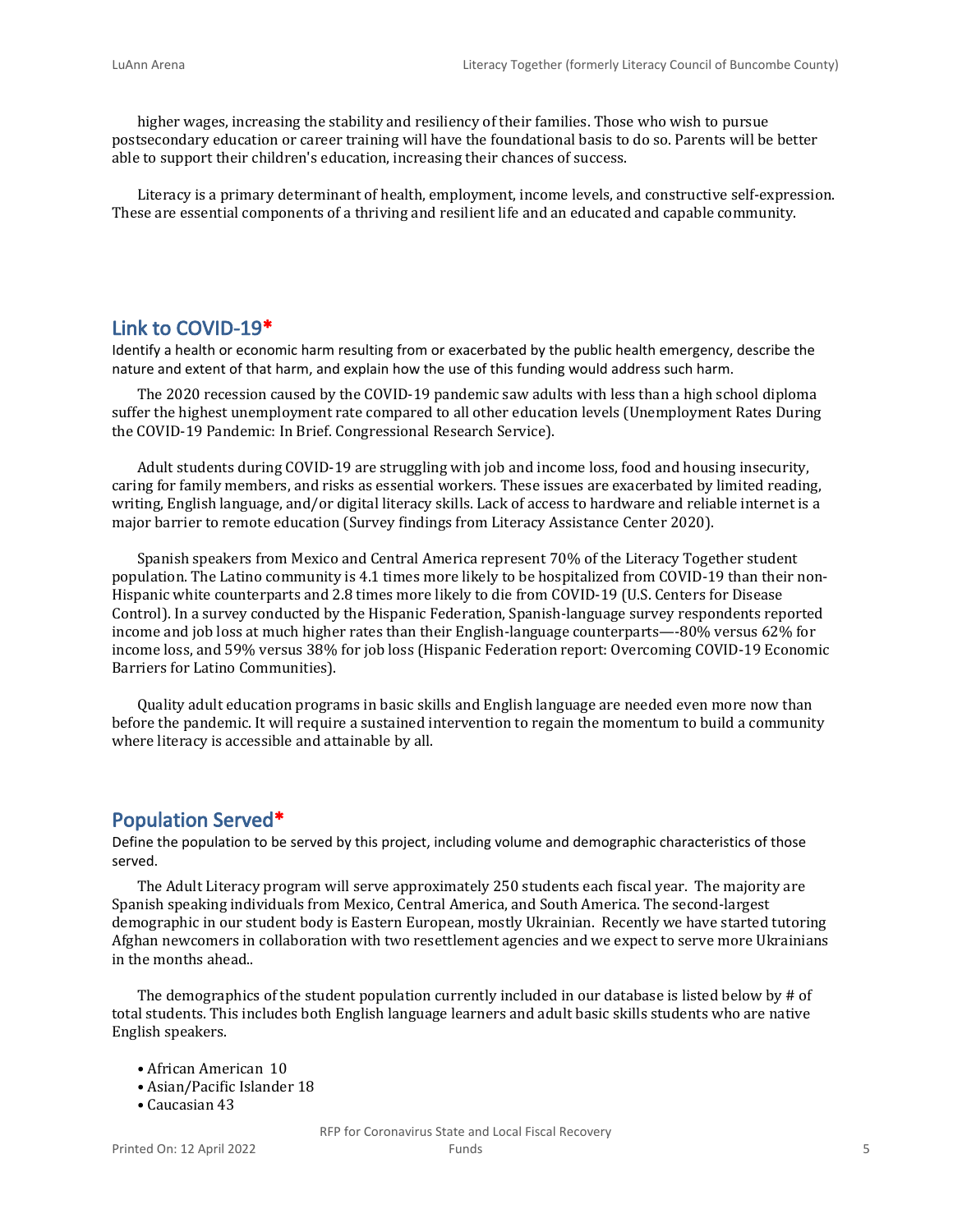higher wages, increasing the stability and resiliency of their families. Those who wish to pursue postsecondary education or career training will have the foundational basis to do so. Parents will be better able to support their children's education, increasing their chances of success.

Literacy is a primary determinant of health, employment, income levels, and constructive self-expression. These are essential components of a thriving and resilient life and an educated and capable community.

## Link to COVID-19*

Identify a health or economic harm resulting from or exacerbated by the public health emergency, describe the nature and extent of that harm, and explain how the use of this funding would address such harm.

The 2020 recession caused by the COVID-19 pandemic saw adults with less than a high school diploma suffer the highest unemployment rate compared to all other education levels (Unemployment Rates During the COVID-19 Pandemic: In Brief. Congressional Research Service).

Adult students during COVID-19 are struggling with job and income loss, food and housing insecurity, caring for family members, and risks as essential workers. These issues are exacerbated by limited reading, writing, English language, and/or digital literacy skills. Lack of access to hardware and reliable internet is a major barrier to remote education (Survey findings from Literacy Assistance Center 2020).

Spanish speakers from Mexico and Central America represent 70% of the Literacy Together student population. The Latino community is 4.1 times more likely to be hospitalized from COVID-19 than their non-Hispanic white counterparts and 2.8 times more likely to die from COVID-19 (U.S. Centers for Disease Control). In a survey conducted by the Hispanic Federation, Spanish-language survey respondents reported income and job loss at much higher rates than their English-language counterparts—-80% versus 62% for income loss, and 59% versus 38% for job loss (Hispanic Federation report: Overcoming COVID-19 Economic Barriers for Latino Communities).

Quality adult education programs in basic skills and English language are needed even more now than before the pandemic. It will require a sustained intervention to regain the momentum to build a community where literacy is accessible and attainable by all.

## Population Served*

Define the population to be served by this project, including volume and demographic characteristics of those served.

The Adult Literacy program will serve approximately 250 students each fiscal year. The majority are Spanish speaking individuals from Mexico, Central America, and South America. The second-largest demographic in our student body is Eastern European, mostly Ukrainian. Recently we have started tutoring Afghan newcomers in collaboration with two resettlement agencies and we expect to serve more Ukrainians in the months ahead..

The demographics of the student population currently included in our database is listed below by # of total students. This includes both English language learners and adult basic skills students who are native English speakers.

- African American 10
- Asian/Pacific Islander 18
- Caucasian 43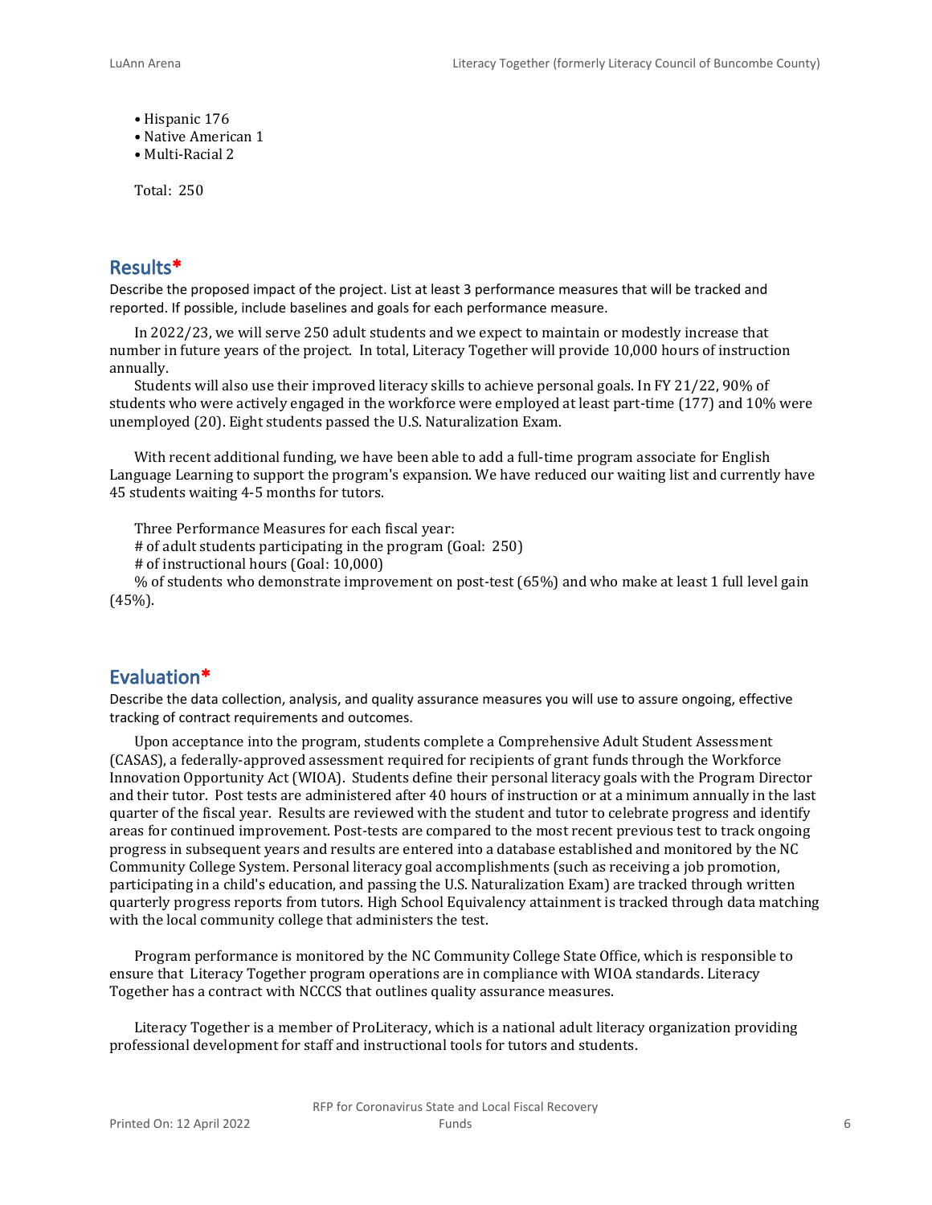- Hispanic 176
- Native American 1
- Multi-Racial 2

Total: 250

## Results*

Describe the proposed impact of the project. List at least 3 performance measures that will be tracked and reported. If possible, include baselines and goals for each performance measure.

In 2022/23, we will serve 250 adult students and we expect to maintain or modestly increase that number in future years of the project. In total, Literacy Together will provide 10,000 hours of instruction annually.

Students will also use their improved literacy skills to achieve personal goals. In FY 21/22, 90% of students who were actively engaged in the workforce were employed at least part-time (177) and 10% were unemployed (20). Eight students passed the U.S. Naturalization Exam.

With recent additional funding, we have been able to add a full-time program associate for English Language Learning to support the program's expansion. We have reduced our waiting list and currently have 45 students waiting 4-5 months for tutors.

Three Performance Measures for each fiscal year:

# of adult students participating in the program (Goal: 250)

# of instructional hours (Goal: 10,000)

% of students who demonstrate improvement on post-test (65%) and who make at least 1 full level gain (45%).

## Evaluation*

Describe the data collection, analysis, and quality assurance measures you will use to assure ongoing, effective tracking of contract requirements and outcomes.

Upon acceptance into the program, students complete a Comprehensive Adult Student Assessment (CASAS), a federally-approved assessment required for recipients of grant funds through the Workforce Innovation Opportunity Act (WIOA). Students define their personal literacy goals with the Program Director and their tutor. Post tests are administered after 40 hours of instruction or at a minimum annually in the last quarter of the fiscal year. Results are reviewed with the student and tutor to celebrate progress and identify areas for continued improvement. Post-tests are compared to the most recent previous test to track ongoing progress in subsequent years and results are entered into a database established and monitored by the NC Community College System. Personal literacy goal accomplishments (such as receiving a job promotion, participating in a child's education, and passing the U.S. Naturalization Exam) are tracked through written quarterly progress reports from tutors. High School Equivalency attainment is tracked through data matching with the local community college that administers the test.

Program performance is monitored by the NC Community College State Office, which is responsible to ensure that Literacy Together program operations are in compliance with WIOA standards. Literacy Together has a contract with NCCCS that outlines quality assurance measures.

Literacy Together is a member of ProLiteracy, which is a national adult literacy organization providing professional development for staff and instructional tools for tutors and students.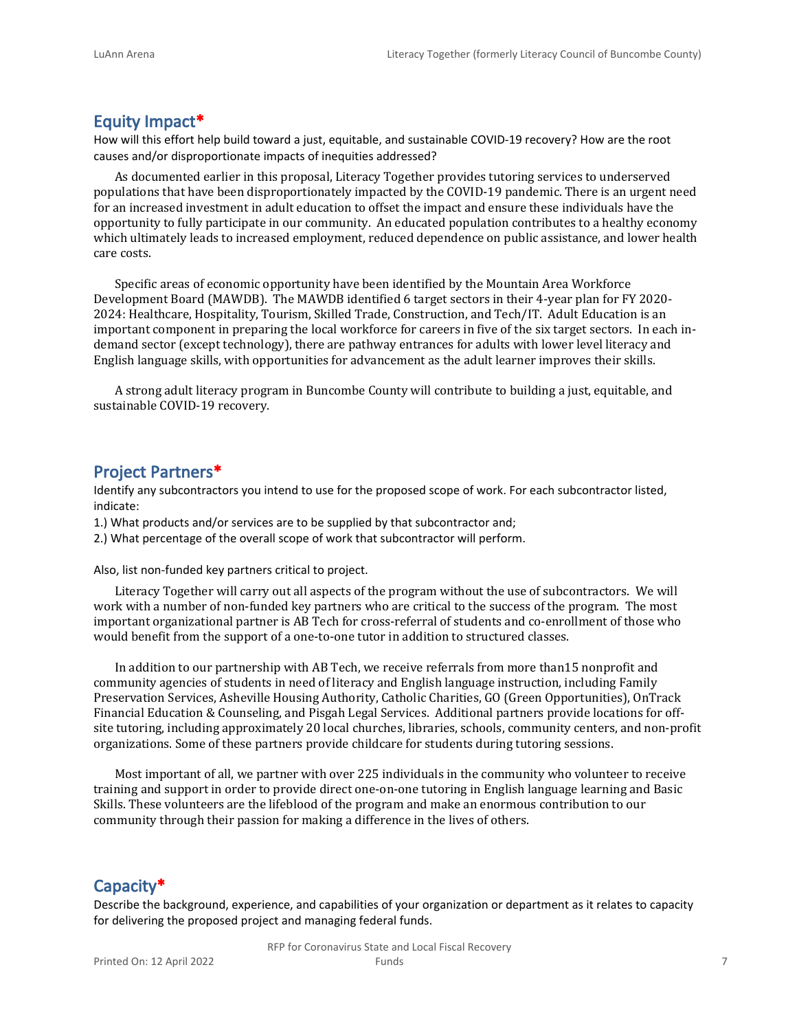## Equity Impact*

How will this effort help build toward a just, equitable, and sustainable COVID-19 recovery? How are the root causes and/or disproportionate impacts of inequities addressed?

As documented earlier in this proposal, Literacy Together provides tutoring services to underserved populations that have been disproportionately impacted by the COVID-19 pandemic. There is an urgent need for an increased investment in adult education to offset the impact and ensure these individuals have the opportunity to fully participate in our community. An educated population contributes to a healthy economy which ultimately leads to increased employment, reduced dependence on public assistance, and lower health care costs.

Specific areas of economic opportunity have been identified by the Mountain Area Workforce Development Board (MAWDB). The MAWDB identified 6 target sectors in their 4-year plan for FY 2020-2024: Healthcare, Hospitality, Tourism, Skilled Trade, Construction, and Tech/IT. Adult Education is an important component in preparing the local workforce for careers in five of the six target sectors. In each in-demand sector (except technology), there are pathway entrances for adults with lower level literacy and English language skills, with opportunities for advancement as the adult learner improves their skills.

A strong adult literacy program in Buncombe County will contribute to building a just, equitable, and sustainable COVID-19 recovery.

## Project Partners*

Identify any subcontractors you intend to use for the proposed scope of work. For each subcontractor listed, indicate:

1.) What products and/or services are to be supplied by that subcontractor and;

2.) What percentage of the overall scope of work that subcontractor will perform.

Also, list non-funded key partners critical to project.

Literacy Together will carry out all aspects of the program without the use of subcontractors. We will work with a number of non-funded key partners who are critical to the success of the program. The most important organizational partner is AB Tech for cross-referral of students and co-enrollment of those who would benefit from the support of a one-to-one tutor in addition to structured classes.

In addition to our partnership with AB Tech, we receive referrals from more than15 nonprofit and community agencies of students in need of literacy and English language instruction, including Family Preservation Services, Asheville Housing Authority, Catholic Charities, GO (Green Opportunities), OnTrack Financial Education & Counseling, and Pisgah Legal Services. Additional partners provide locations for off-site tutoring, including approximately 20 local churches, libraries, schools, community centers, and non-profit organizations. Some of these partners provide childcare for students during tutoring sessions.

Most important of all, we partner with over 225 individuals in the community who volunteer to receive training and support in order to provide direct one-on-one tutoring in English language learning and Basic Skills. These volunteers are the lifeblood of the program and make an enormous contribution to our community through their passion for making a difference in the lives of others.

## Capacity*

Describe the background, experience, and capabilities of your organization or department as it relates to capacity for delivering the proposed project and managing federal funds.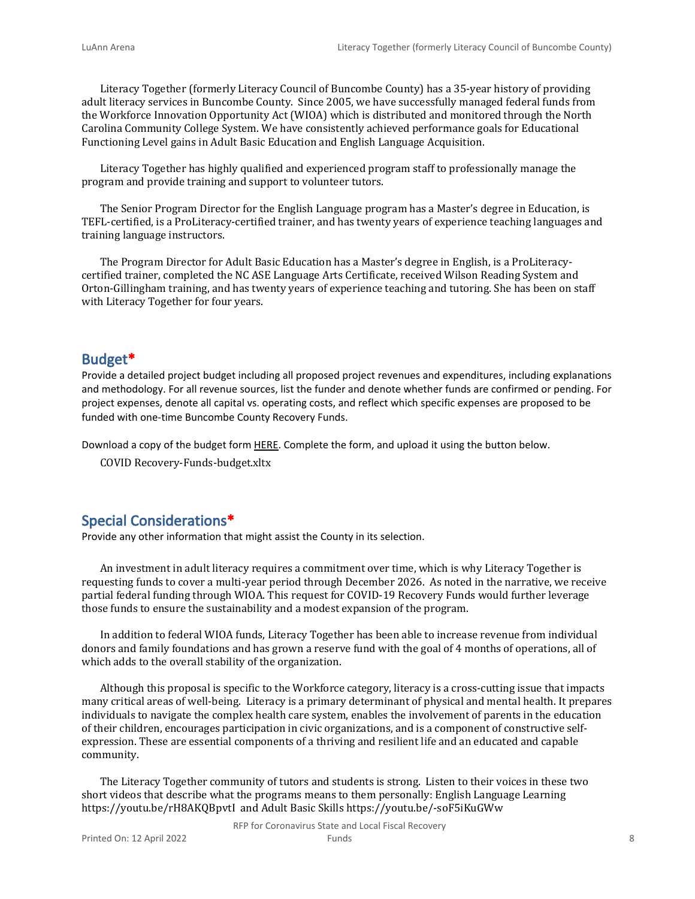Literacy Together (formerly Literacy Council of Buncombe County) has a 35-year history of providing adult literacy services in Buncombe County. Since 2005, we have successfully managed federal funds from the Workforce Innovation Opportunity Act (WIOA) which is distributed and monitored through the North Carolina Community College System. We have consistently achieved performance goals for Educational Functioning Level gains in Adult Basic Education and English Language Acquisition.

Literacy Together has highly qualified and experienced program staff to professionally manage the program and provide training and support to volunteer tutors.

The Senior Program Director for the English Language program has a Master's degree in Education, is TEFL-certified, is a ProLiteracy-certified trainer, and has twenty years of experience teaching languages and training language instructors.

The Program Director for Adult Basic Education has a Master's degree in English, is a ProLiteracy-certified trainer, completed the NC ASE Language Arts Certificate, received Wilson Reading System and Orton-Gillingham training, and has twenty years of experience teaching and tutoring. She has been on staff with Literacy Together for four years.

## Budget*

Provide a detailed project budget including all proposed project revenues and expenditures, including explanations and methodology. For all revenue sources, list the funder and denote whether funds are confirmed or pending. For project expenses, denote all capital vs. operating costs, and reflect which specific expenses are proposed to be funded with one-time Buncombe County Recovery Funds.

Download a copy of the budget form HERE. Complete the form, and upload it using the button below.

COVID Recovery-Funds-budget.xltx

## Special Considerations*

Provide any other information that might assist the County in its selection.

An investment in adult literacy requires a commitment over time, which is why Literacy Together is requesting funds to cover a multi-year period through December 2026. As noted in the narrative, we receive partial federal funding through WIOA. This request for COVID-19 Recovery Funds would further leverage those funds to ensure the sustainability and a modest expansion of the program.

In addition to federal WIOA funds, Literacy Together has been able to increase revenue from individual donors and family foundations and has grown a reserve fund with the goal of 4 months of operations, all of which adds to the overall stability of the organization.

Although this proposal is specific to the Workforce category, literacy is a cross-cutting issue that impacts many critical areas of well-being. Literacy is a primary determinant of physical and mental health. It prepares individuals to navigate the complex health care system, enables the involvement of parents in the education of their children, encourages participation in civic organizations, and is a component of constructive self-expression. These are essential components of a thriving and resilient life and an educated and capable community.

The Literacy Together community of tutors and students is strong. Listen to their voices in these two short videos that describe what the programs means to them personally: English Language Learning https://youtu.be/rH8AKQBpvtI and Adult Basic Skills https://youtu.be/-soF5iKuGWw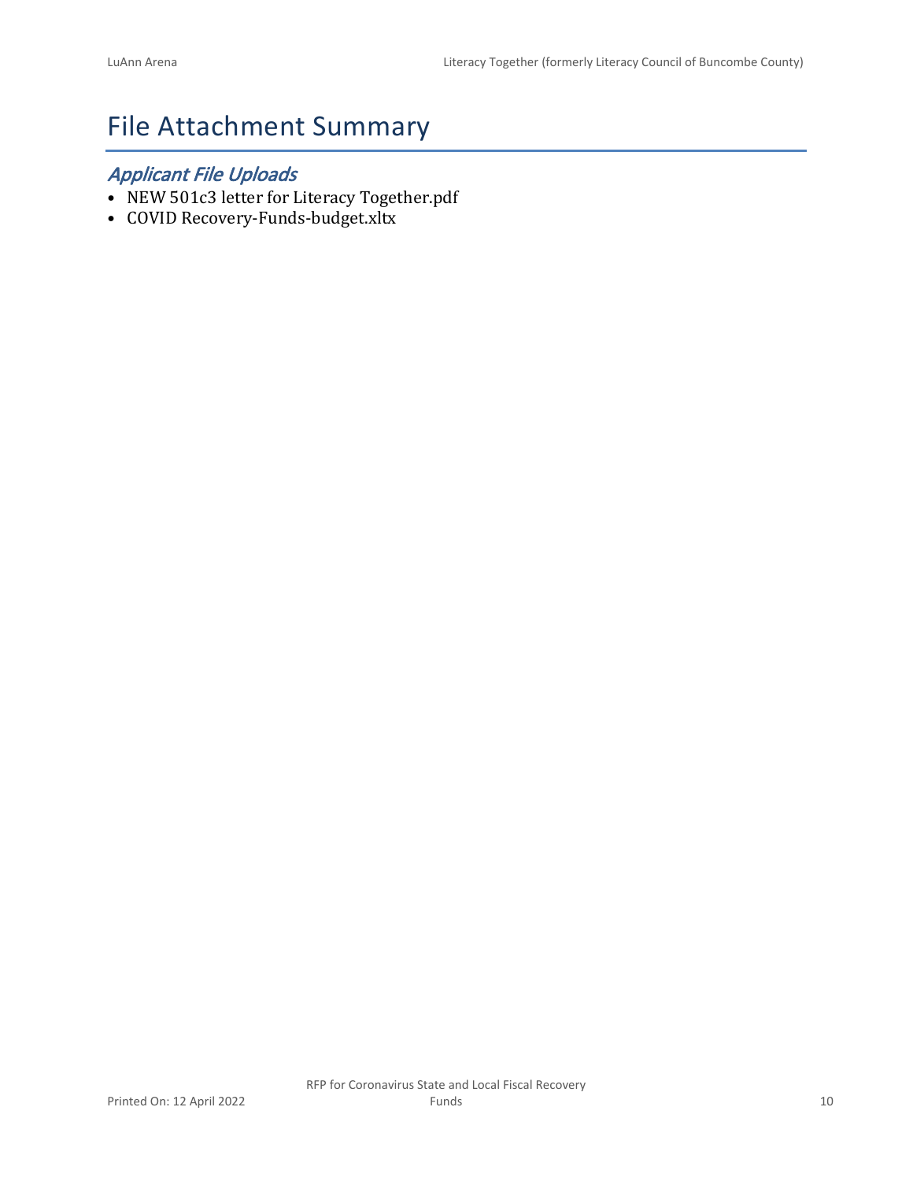# File Attachment Summary

## *Applicant File Uploads*

- NEW 501c3 letter for Literacy Together.pdf
- COVID Recovery-Funds-budget.xltx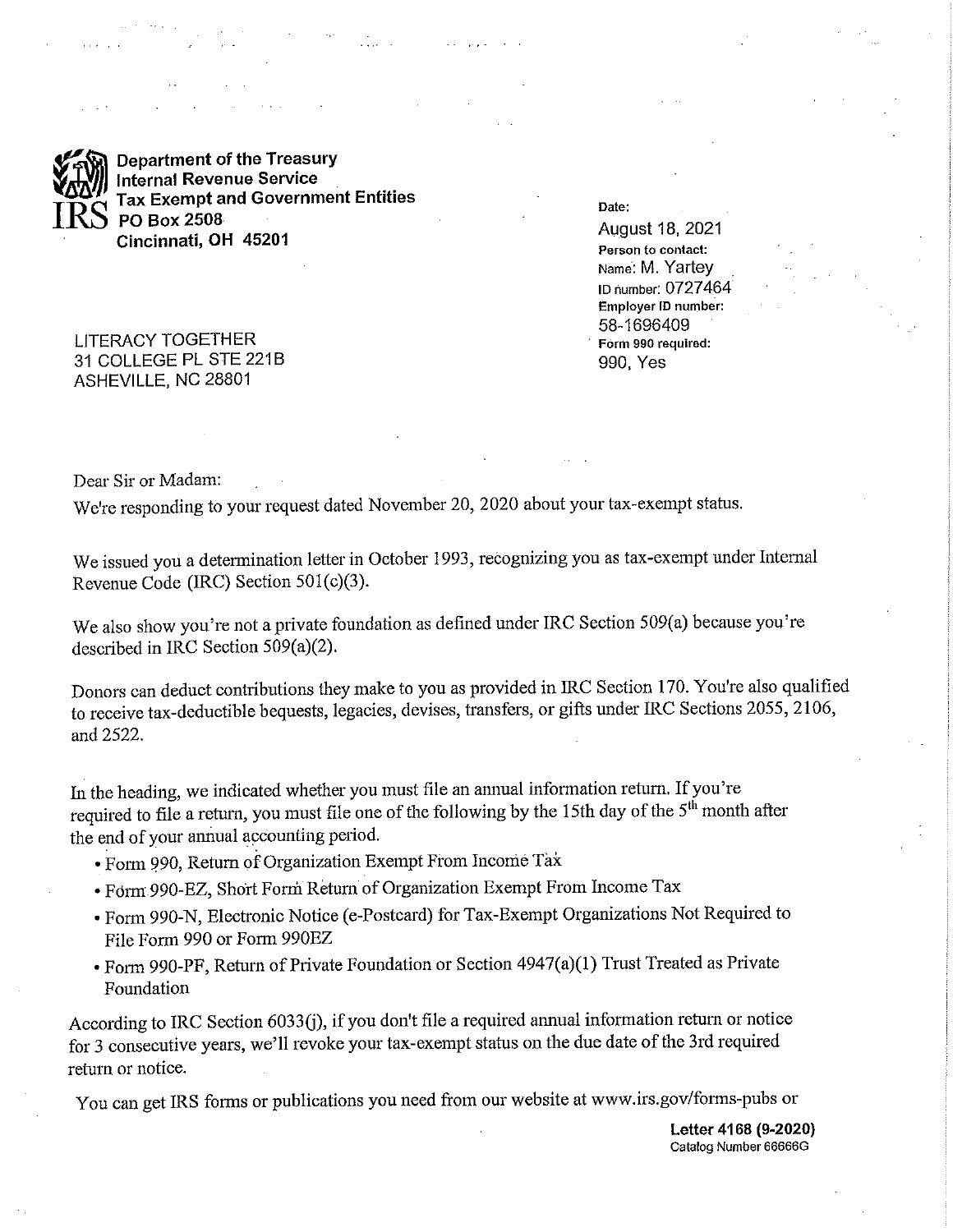**Department of the Treasury**
**Internal Revenue Service**
**Tax Exempt and Government Entities**
**PO Box 2508**
**Cincinnati, OH 45201**

**Date:**
August 18, 2021
**Person to contact:**
Name: M. Yartey
ID number: 0727464
**Employer ID number:**
58-1696409
**Form 990 required:**
990, Yes

LITERACY TOGETHER
31 COLLEGE PL STE 221B
ASHEVILLE, NC 28801

Dear Sir or Madam:

We're responding to your request dated November 20, 2020 about your tax-exempt status.

We issued you a determination letter in October 1993, recognizing you as tax-exempt under Internal Revenue Code (IRC) Section 501(c)(3).

We also show you're not a private foundation as defined under IRC Section 509(a) because you're described in IRC Section 509(a)(2).

Donors can deduct contributions they make to you as provided in IRC Section 170. You're also qualified to receive tax-deductible bequests, legacies, devises, transfers, or gifts under IRC Sections 2055, 2106, and 2522.

In the heading, we indicated whether you must file an annual information return. If you're required to file a return, you must file one of the following by the 15th day of the 5th month after the end of your annual accounting period.

- Form 990, Return of Organization Exempt From Income Tax
- Form 990-EZ, Short Form Return of Organization Exempt From Income Tax
- Form 990-N, Electronic Notice (e-Postcard) for Tax-Exempt Organizations Not Required to File Form 990 or Form 990EZ
- Form 990-PF, Return of Private Foundation or Section 4947(a)(1) Trust Treated as Private Foundation

According to IRC Section 6033(j), if you don't file a required annual information return or notice for 3 consecutive years, we'll revoke your tax-exempt status on the due date of the 3rd required return or notice.

You can get IRS forms or publications you need from our website at www.irs.gov/forms-pubs or

**Letter 4168 (9-2020)**
Catalog Number 66666G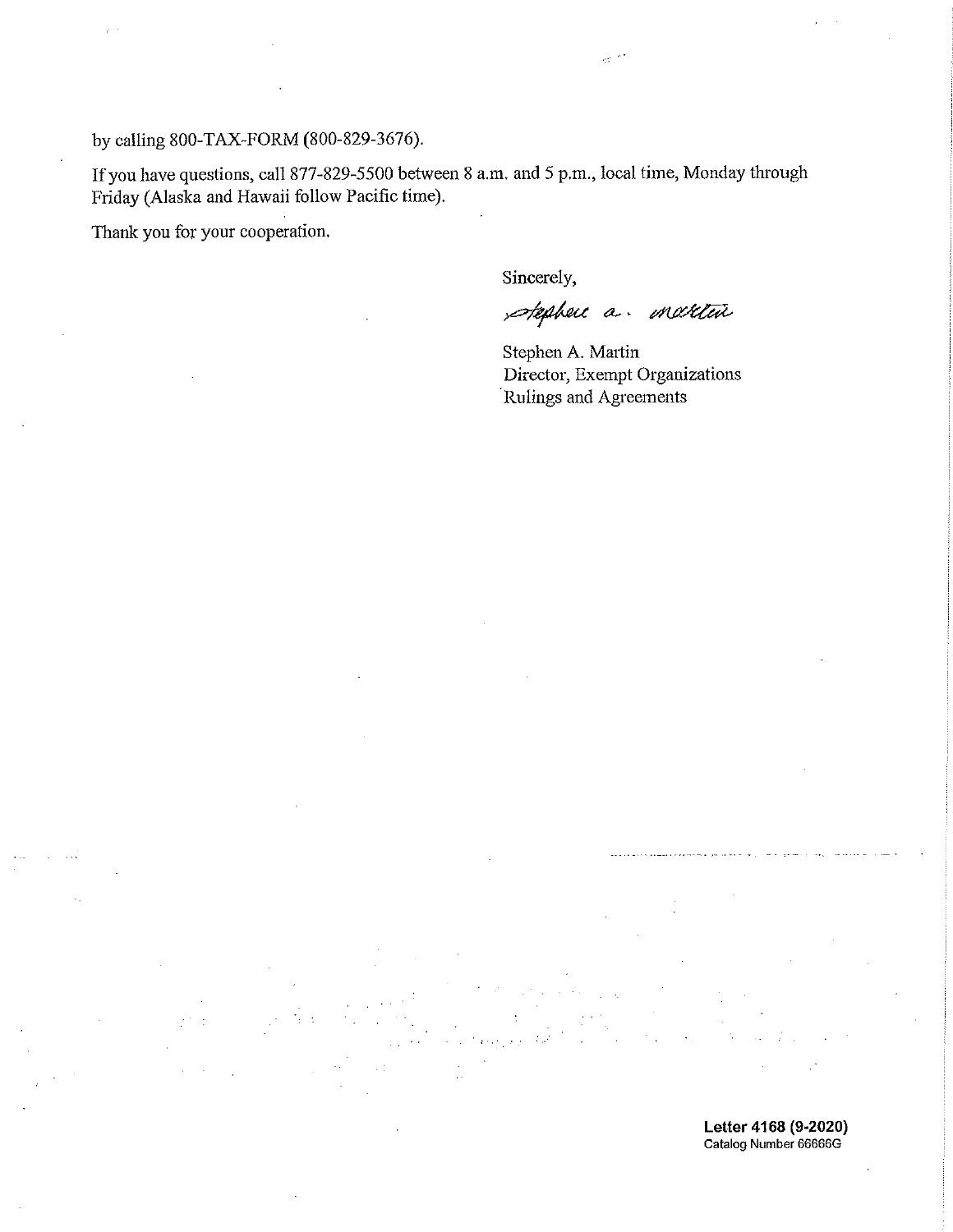by calling 800-TAX-FORM (800-829-3676).

If you have questions, call 877-829-5500 between 8 a.m. and 5 p.m., local time, Monday through Friday (Alaska and Hawaii follow Pacific time).

Thank you for your cooperation.

Sincerely,

Stephen A. Martin
Director, Exempt Organizations
Rulings and Agreements

**Letter 4168 (9-2020)**
Catalog Number 66666G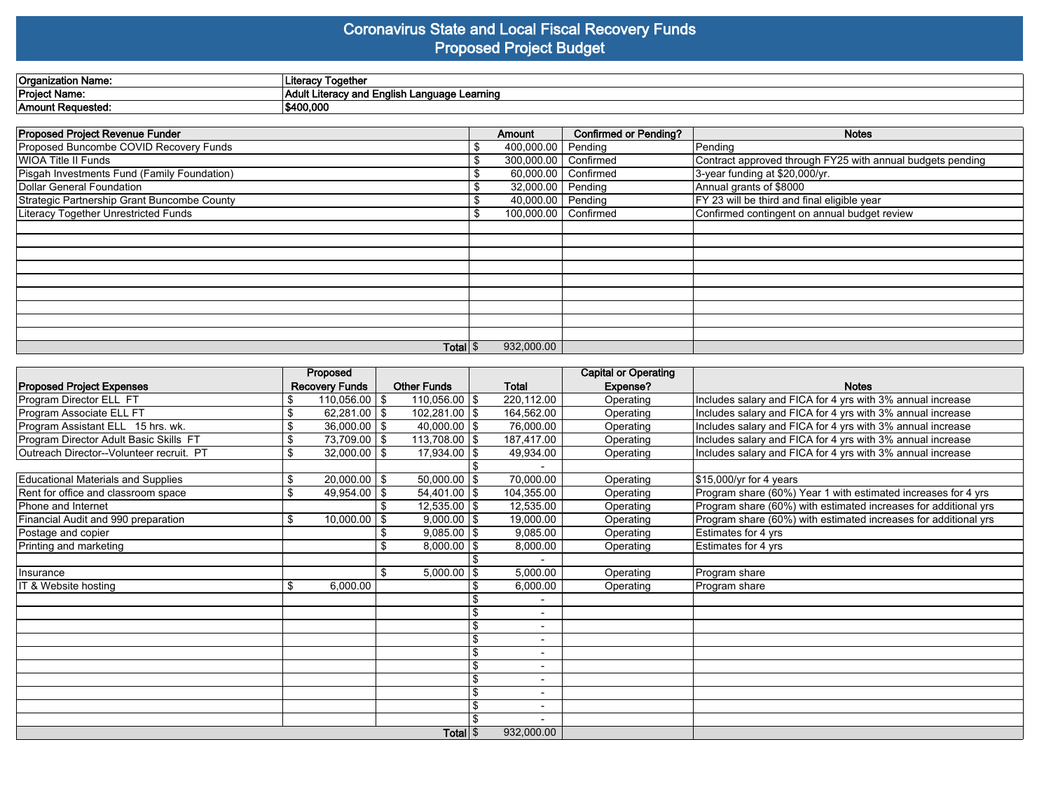# Coronavirus State and Local Fiscal Recovery Funds
## Proposed Project Budget

| | |
|---|---|
| Organization Name: | Literacy Together |
| Project Name: | Adult Literacy and English Language Learning |
| Amount Requested: | $400,000 |

| Proposed Project Revenue Funder | Amount | Confirmed or Pending? | Notes |
|---|---|---|---|
| Proposed Buncombe COVID Recovery Funds | $ 400,000.00 | Pending | Pending |
| WIOA Title II Funds | $ 300,000.00 | Confirmed | Contract approved through FY25 with annual budgets pending |
| Pisgah Investments Fund (Family Foundation) | $ 60,000.00 | Confirmed | 3-year funding at $20,000/yr. |
| Dollar General Foundation | $ 32,000.00 | Pending | Annual grants of $8000 |
| Strategic Partnership Grant Buncombe County | $ 40,000.00 | Pending | FY 23 will be third and final eligible year |
| Literacy Together Unrestricted Funds | $ 100,000.00 | Confirmed | Confirmed contingent on annual budget review |
| Total | $ 932,000.00 | | |

| Proposed Project Expenses | Proposed Recovery Funds | Other Funds | Total | Capital or Operating Expense? | Notes |
|---|---|---|---|---|---|
| Program Director ELL FT | $ 110,056.00 | $ 110,056.00 | $ 220,112.00 | Operating | Includes salary and FICA for 4 yrs with 3% annual increase |
| Program Associate ELL FT | $ 62,281.00 | $ 102,281.00 | $ 164,562.00 | Operating | Includes salary and FICA for 4 yrs with 3% annual increase |
| Program Assistant ELL 15 hrs. wk. | $ 36,000.00 | $ 40,000.00 | $ 76,000.00 | Operating | Includes salary and FICA for 4 yrs with 3% annual increase |
| Program Director Adult Basic Skills FT | $ 73,709.00 | $ 113,708.00 | $ 187,417.00 | Operating | Includes salary and FICA for 4 yrs with 3% annual increase |
| Outreach Director--Volunteer recruit. PT | $ 32,000.00 | $ 17,934.00 | $ 49,934.00 | Operating | Includes salary and FICA for 4 yrs with 3% annual increase |
| | | | $ - | | |
| Educational Materials and Supplies | $ 20,000.00 | $ 50,000.00 | $ 70,000.00 | Operating | $15,000/yr for 4 years |
| Rent for office and classroom space | $ 49,954.00 | $ 54,401.00 | $ 104,355.00 | Operating | Program share (60%) Year 1 with estimated increases for 4 yrs |
| Phone and Internet | | $ 12,535.00 | $ 12,535.00 | Operating | Program share (60%) with estimated increases for additional yrs |
| Financial Audit and 990 preparation | $ 10,000.00 | $ 9,000.00 | $ 19,000.00 | Operating | Program share (60%) with estimated increases for additional yrs |
| Postage and copier | | $ 9,085.00 | $ 9,085.00 | Operating | Estimates for 4 yrs |
| Printing and marketing | | $ 8,000.00 | $ 8,000.00 | Operating | Estimates for 4 yrs |
| | | | $ - | | |
| Insurance | | $ 5,000.00 | $ 5,000.00 | Operating | Program share |
| IT & Website hosting | $ 6,000.00 | | $ 6,000.00 | Operating | Program share |
| | | | $ - | | |
| | | | $ - | | |
| | | | $ - | | |
| | | | $ - | | |
| | | | $ - | | |
| | | | $ - | | |
| | | | $ - | | |
| | | | $ - | | |
| | | | $ - | | |
| | | | $ - | | |
| Total | | | $ 932,000.00 | | |